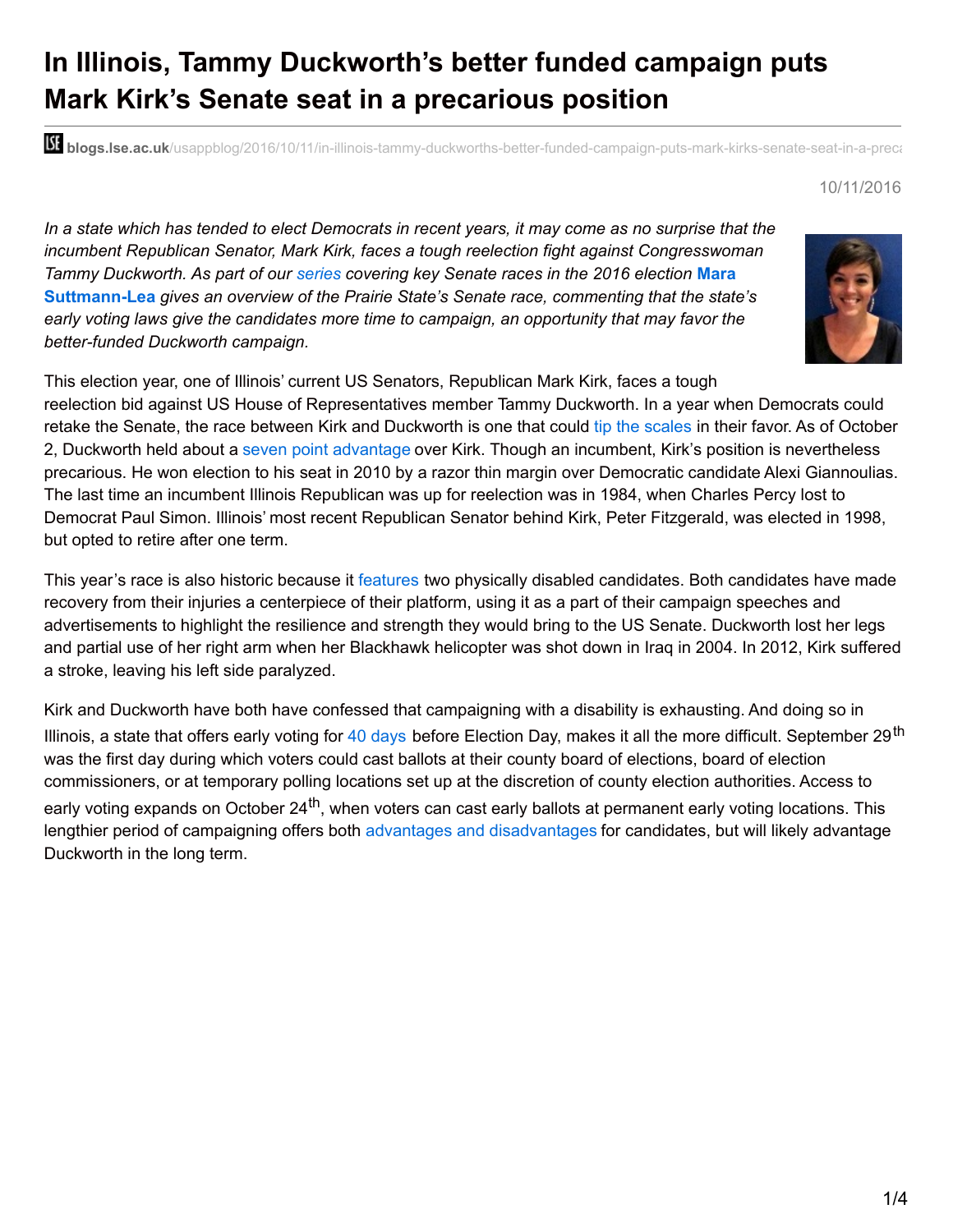# In Illinois, Tammy Duckworth's better funded campaign puts Mark Kirk's Senate seat in a precarious position

blogs.lse.ac.uk/usappblog/2016/10/11/in-illinois-tammy-duckworths-better-funded-campaign-puts-mark-kirks-senate-seat-in-a-preca

10/11/2016

*In a state which has tended to elect Democrats in recent years, it may come as no surprise that the incumbent Republican Senator, Mark Kirk, faces a tough reelection fight against Congresswoman Tammy Duckworth. As part of our series covering key Senate races in the 2016 election* **Mara Suttmann-Lea** *gives an overview of the Prairie State's Senate race, commenting that the state's early voting laws give the candidates more time to campaign, an opportunity that may favor the better-funded Duckworth campaign.*

This election year, one of Illinois' current US Senators, Republican Mark Kirk, faces a tough reelection bid against US House of Representatives member Tammy Duckworth. In a year when Democrats could retake the Senate, the race between Kirk and Duckworth is one that could tip the scales in their favor. As of October 2, Duckworth held about a seven point advantage over Kirk. Though an incumbent, Kirk's position is nevertheless precarious. He won election to his seat in 2010 by a razor thin margin over Democratic candidate Alexi Giannoulias. The last time an incumbent Illinois Republican was up for reelection was in 1984, when Charles Percy lost to Democrat Paul Simon. Illinois' most recent Republican Senator behind Kirk, Peter Fitzgerald, was elected in 1998, but opted to retire after one term.

This year's race is also historic because it features two physically disabled candidates. Both candidates have made recovery from their injuries a centerpiece of their platform, using it as a part of their campaign speeches and advertisements to highlight the resilience and strength they would bring to the US Senate. Duckworth lost her legs and partial use of her right arm when her Blackhawk helicopter was shot down in Iraq in 2004. In 2012, Kirk suffered a stroke, leaving his left side paralyzed.

Kirk and Duckworth have both have confessed that campaigning with a disability is exhausting. And doing so in Illinois, a state that offers early voting for 40 days before Election Day, makes it all the more difficult. September 29th was the first day during which voters could cast ballots at their county board of elections, board of election commissioners, or at temporary polling locations set up at the discretion of county election authorities. Access to early voting expands on October 24th, when voters can cast early ballots at permanent early voting locations. This lengthier period of campaigning offers both advantages and disadvantages for candidates, but will likely advantage Duckworth in the long term.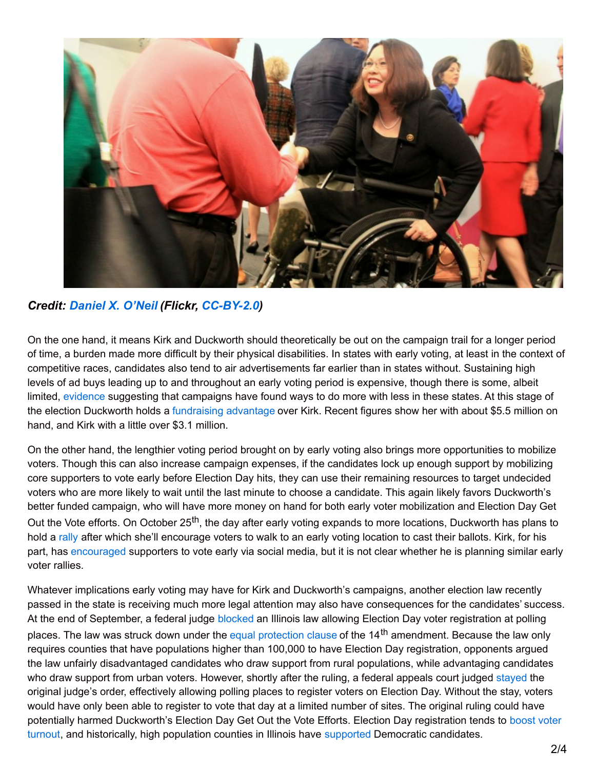***Credit: Daniel X. O'Neil (Flickr, CC-BY-2.0)***

On the one hand, it means Kirk and Duckworth should theoretically be out on the campaign trail for a longer period of time, a burden made more difficult by their physical disabilities. In states with early voting, at least in the context of competitive races, candidates also tend to air advertisements far earlier than in states without. Sustaining high levels of ad buys leading up to and throughout an early voting period is expensive, though there is some, albeit limited, evidence suggesting that campaigns have found ways to do more with less in these states. At this stage of the election Duckworth holds a fundraising advantage over Kirk. Recent figures show her with about $5.5 million on hand, and Kirk with a little over $3.1 million.

On the other hand, the lengthier voting period brought on by early voting also brings more opportunities to mobilize voters. Though this can also increase campaign expenses, if the candidates lock up enough support by mobilizing core supporters to vote early before Election Day hits, they can use their remaining resources to target undecided voters who are more likely to wait until the last minute to choose a candidate. This again likely favors Duckworth's better funded campaign, who will have more money on hand for both early voter mobilization and Election Day Get Out the Vote efforts. On October 25th, the day after early voting expands to more locations, Duckworth has plans to hold a rally after which she'll encourage voters to walk to an early voting location to cast their ballots. Kirk, for his part, has encouraged supporters to vote early via social media, but it is not clear whether he is planning similar early voter rallies.

Whatever implications early voting may have for Kirk and Duckworth's campaigns, another election law recently passed in the state is receiving much more legal attention may also have consequences for the candidates' success. At the end of September, a federal judge blocked an Illinois law allowing Election Day voter registration at polling places. The law was struck down under the equal protection clause of the 14th amendment. Because the law only requires counties that have populations higher than 100,000 to have Election Day registration, opponents argued the law unfairly disadvantaged candidates who draw support from rural populations, while advantaging candidates who draw support from urban voters. However, shortly after the ruling, a federal appeals court judged stayed the original judge's order, effectively allowing polling places to register voters on Election Day. Without the stay, voters would have only been able to register to vote that day at a limited number of sites. The original ruling could have potentially harmed Duckworth's Election Day Get Out the Vote Efforts. Election Day registration tends to boost voter turnout, and historically, high population counties in Illinois have supported Democratic candidates.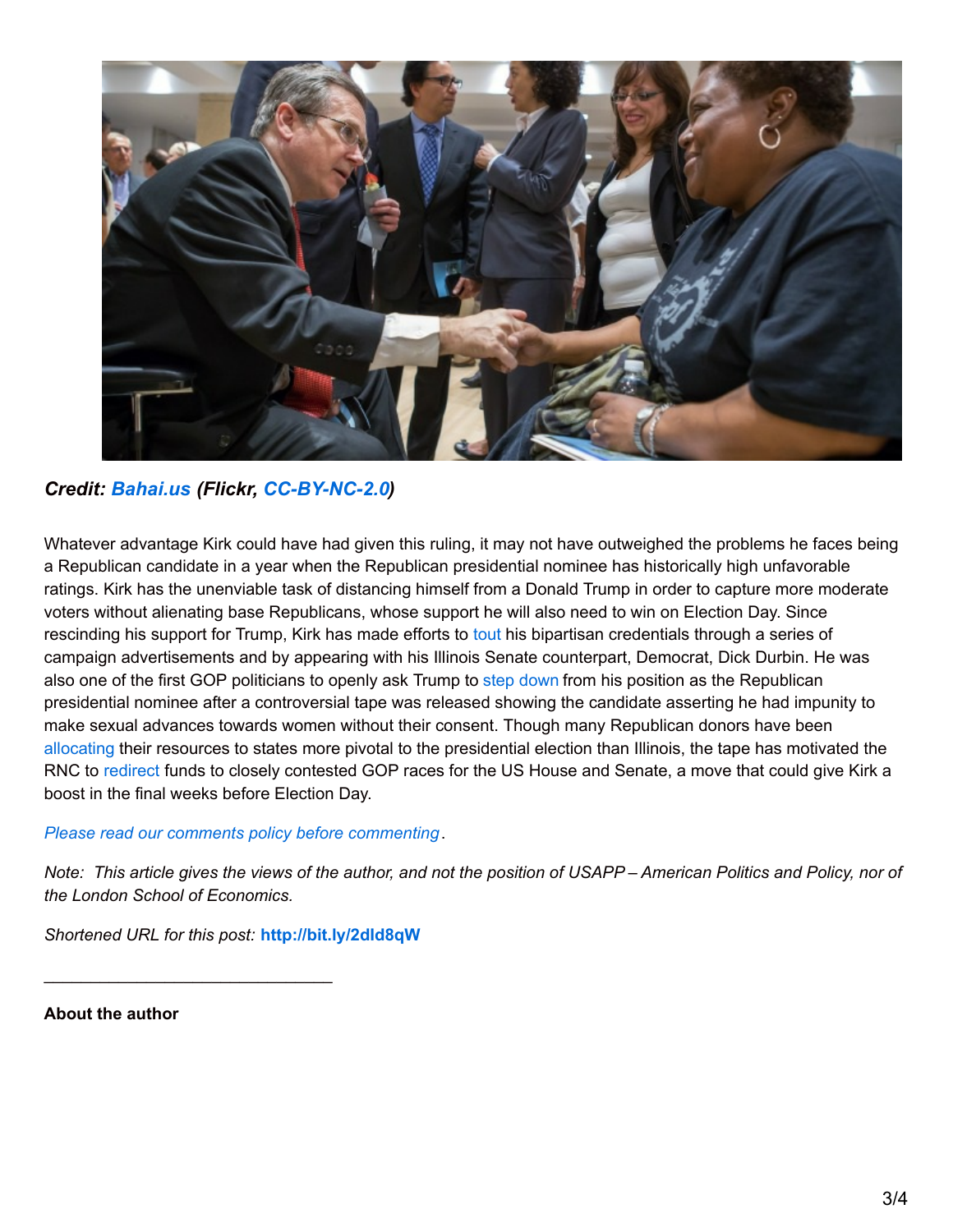*Credit: **Bahai.us** (Flickr, CC-BY-NC-2.0)*

Whatever advantage Kirk could have had given this ruling, it may not have outweighed the problems he faces being a Republican candidate in a year when the Republican presidential nominee has historically high unfavorable ratings. Kirk has the unenviable task of distancing himself from a Donald Trump in order to capture more moderate voters without alienating base Republicans, whose support he will also need to win on Election Day. Since rescinding his support for Trump, Kirk has made efforts to tout his bipartisan credentials through a series of campaign advertisements and by appearing with his Illinois Senate counterpart, Democrat, Dick Durbin. He was also one of the first GOP politicians to openly ask Trump to step down from his position as the Republican presidential nominee after a controversial tape was released showing the candidate asserting he had impunity to make sexual advances towards women without their consent. Though many Republican donors have been allocating their resources to states more pivotal to the presidential election than Illinois, the tape has motivated the RNC to redirect funds to closely contested GOP races for the US House and Senate, a move that could give Kirk a boost in the final weeks before Election Day.

*Please read our comments policy before commenting.*

*Note: This article gives the views of the author, and not the position of USAPP – American Politics and Policy, nor of the London School of Economics.*

*Shortened URL for this post:* **http://bit.ly/2dld8qW**

---

**About the author**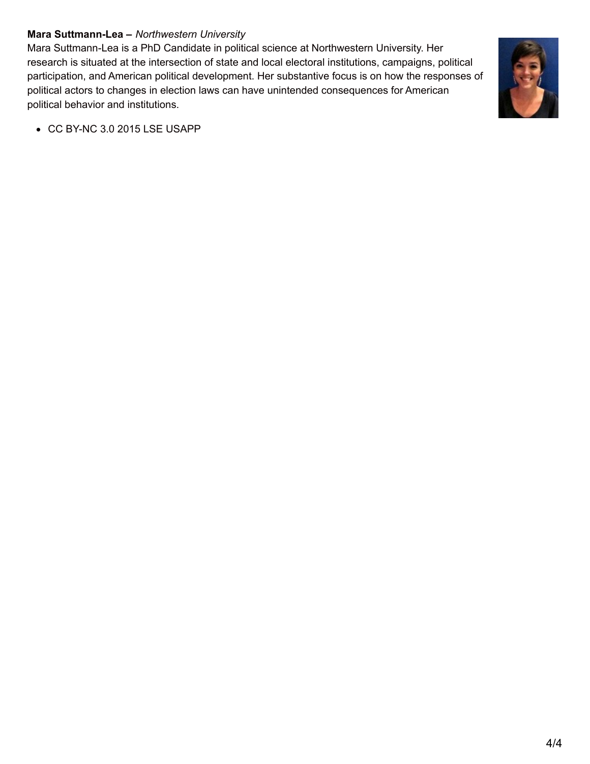**Mara Suttmann-Lea –** *Northwestern University*

Mara Suttmann-Lea is a PhD Candidate in political science at Northwestern University. Her research is situated at the intersection of state and local electoral institutions, campaigns, political participation, and American political development. Her substantive focus is on how the responses of political actors to changes in election laws can have unintended consequences for American political behavior and institutions.

- CC BY-NC 3.0 2015 LSE USAPP